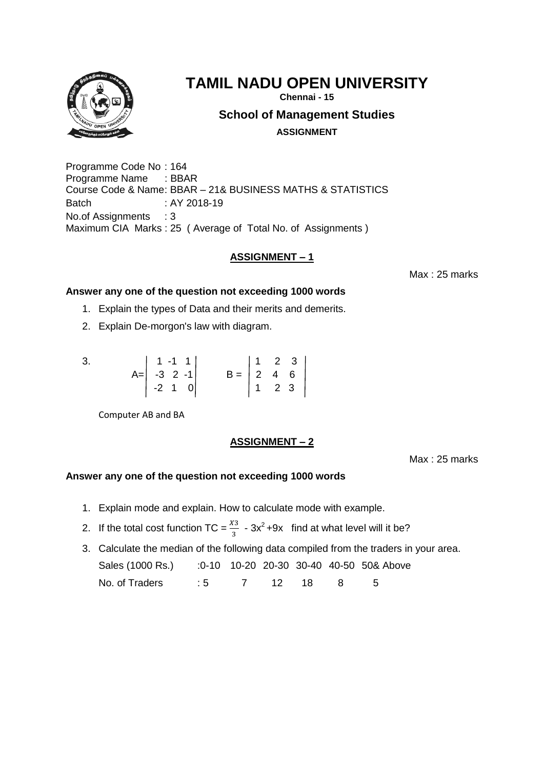# TAMIL NADU OPEN UNIVERSITY

**Chennai - 15**

## School of Management Studies

**ASSIGNMENT**

Programme Code No : 164
Programme Name : BBAR
Course Code & Name: BBAR – 21& BUSINESS MATHS & STATISTICS
Batch : AY 2018-19
No.of Assignments : 3
Maximum CIA Marks : 25 ( Average of Total No. of Assignments )

### ASSIGNMENT – 1

Max : 25 marks

**Answer any one of the question not exceeding 1000 words**

1. Explain the types of Data and their merits and demerits.
2. Explain De-morgon's law with diagram.
3. $$A = \begin{vmatrix} 1 & -1 & 1 \\ -3 & 2 & -1 \\ -2 & 1 & 0 \end{vmatrix} \qquad B = \begin{vmatrix} 1 & 2 & 3 \\ 2 & 4 & 6 \\ 1 & 2 & 3 \end{vmatrix}$$

   Computer AB and BA

### ASSIGNMENT – 2

Max : 25 marks

**Answer any one of the question not exceeding 1000 words**

1. Explain mode and explain. How to calculate mode with example.
2. If the total cost function TC = $\frac{X3}{3}$ - $3x^2$+9x find at what level will it be?
3. Calculate the median of the following data compiled from the traders in your area.

| Sales (1000 Rs.) | :0-10 | 10-20 | 20-30 | 30-40 | 40-50 | 50& Above |
|---|---|---|---|---|---|---|
| No. of Traders | : 5 | 7 | 12 | 18 | 8 | 5 |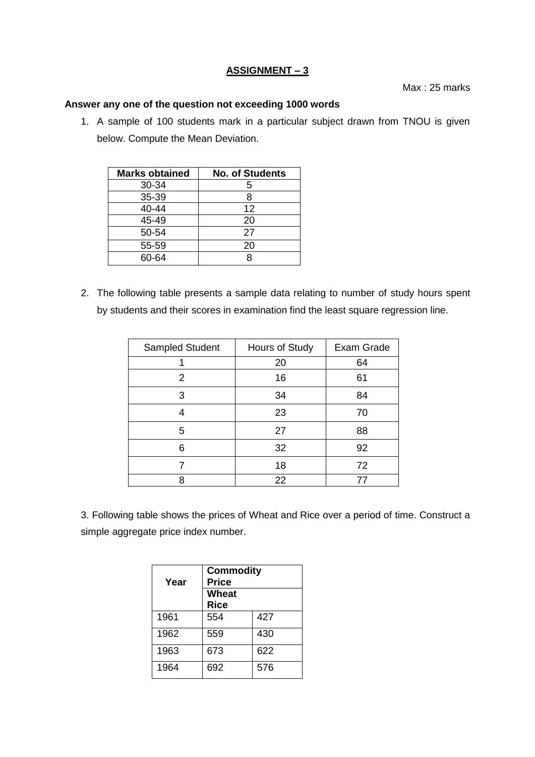## ASSIGNMENT – 3

Max : 25 marks

**Answer any one of the question not exceeding 1000 words**

1. A sample of 100 students mark in a particular subject drawn from TNOU is given below. Compute the Mean Deviation.

| Marks obtained | No. of Students |
|---|---|
| 30-34 | 5 |
| 35-39 | 8 |
| 40-44 | 12 |
| 45-49 | 20 |
| 50-54 | 27 |
| 55-59 | 20 |
| 60-64 | 8 |

2. The following table presents a sample data relating to number of study hours spent by students and their scores in examination find the least square regression line.

| Sampled Student | Hours of Study | Exam Grade |
|---|---|---|
| 1 | 20 | 64 |
| 2 | 16 | 61 |
| 3 | 34 | 84 |
| 4 | 23 | 70 |
| 5 | 27 | 88 |
| 6 | 32 | 92 |
| 7 | 18 | 72 |
| 8 | 22 | 77 |

3. Following table shows the prices of Wheat and Rice over a period of time. Construct a simple aggregate price index number.

| Year | Commodity Price | |
|---|---|---|
| | Wheat | Rice |
| 1961 | 554 | 427 |
| 1962 | 559 | 430 |
| 1963 | 673 | 622 |
| 1964 | 692 | 576 |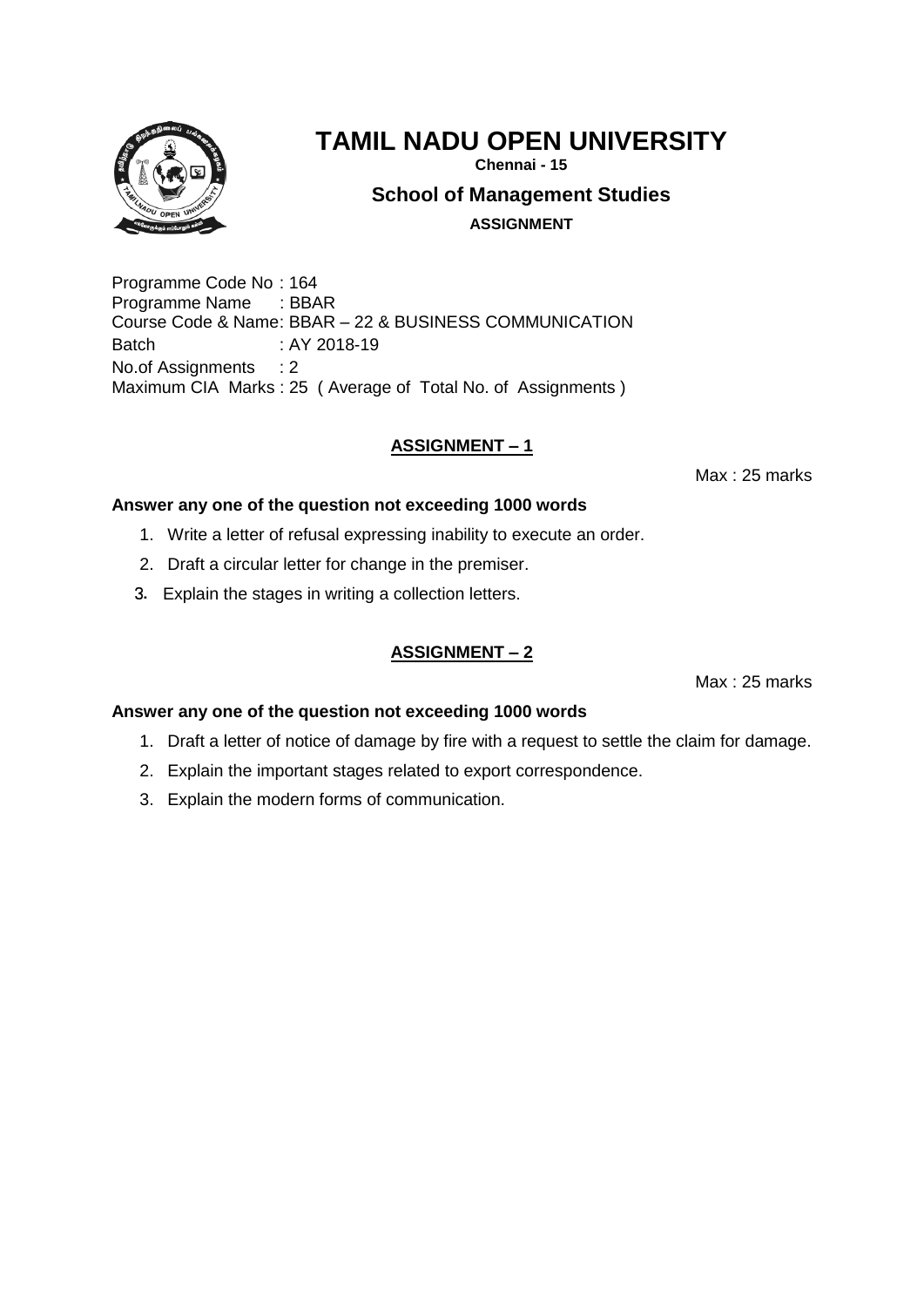# TAMIL NADU OPEN UNIVERSITY

**Chennai - 15**

## School of Management Studies

**ASSIGNMENT**

Programme Code No : 164
Programme Name : BBAR
Course Code & Name: BBAR – 22 & BUSINESS COMMUNICATION
Batch : AY 2018-19
No.of Assignments : 2
Maximum CIA Marks : 25 ( Average of Total No. of Assignments )

### ASSIGNMENT – 1

Max : 25 marks

**Answer any one of the question not exceeding 1000 words**

1. Write a letter of refusal expressing inability to execute an order.
2. Draft a circular letter for change in the premiser.
3. Explain the stages in writing a collection letters.

### ASSIGNMENT – 2

Max : 25 marks

**Answer any one of the question not exceeding 1000 words**

1. Draft a letter of notice of damage by fire with a request to settle the claim for damage.
2. Explain the important stages related to export correspondence.
3. Explain the modern forms of communication.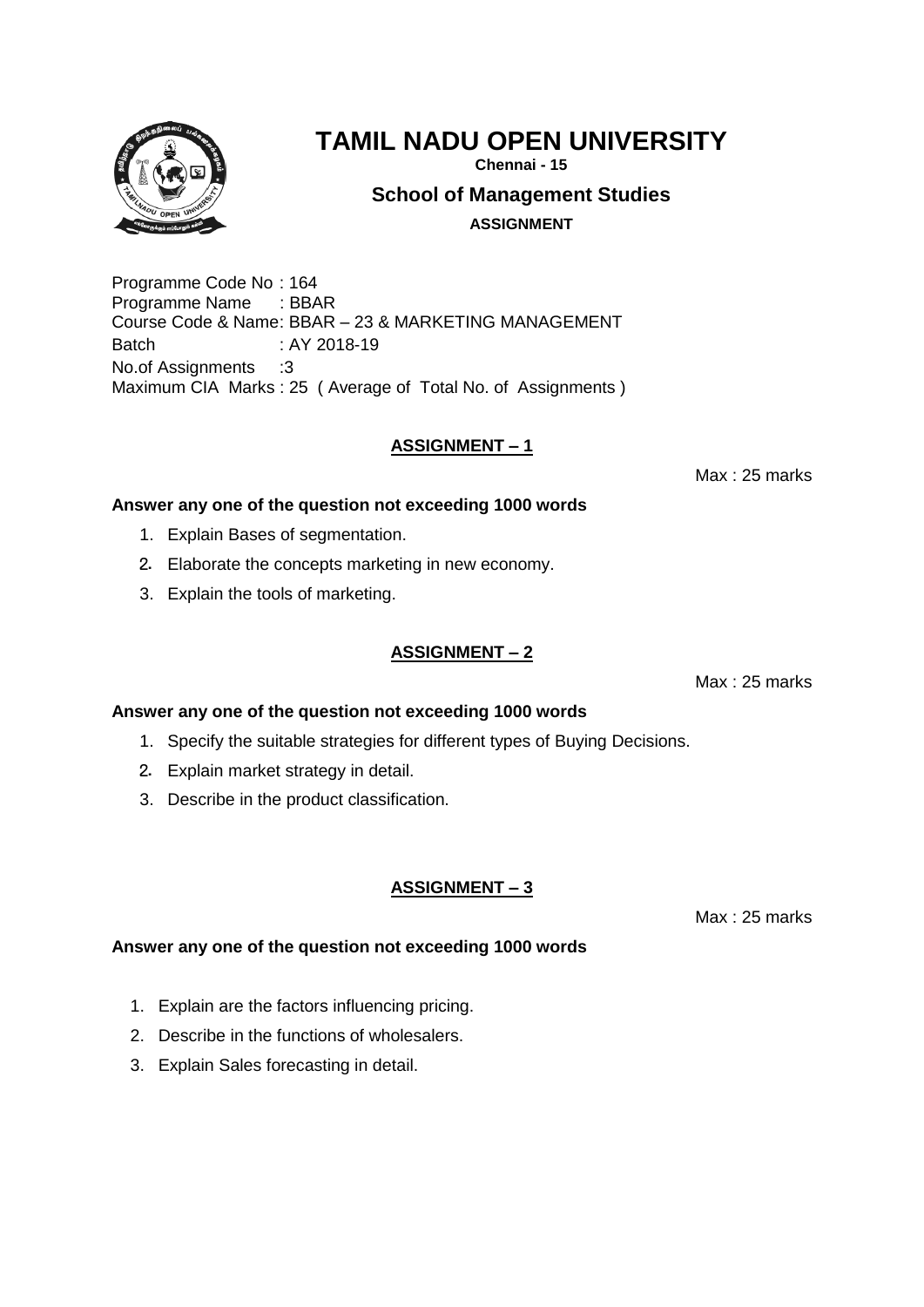# TAMIL NADU OPEN UNIVERSITY

**Chennai - 15**

## School of Management Studies

**ASSIGNMENT**

Programme Code No : 164
Programme Name : BBAR
Course Code & Name: BBAR – 23 & MARKETING MANAGEMENT
Batch : AY 2018-19
No.of Assignments :3
Maximum CIA Marks : 25 ( Average of Total No. of Assignments )

### ASSIGNMENT – 1

Max : 25 marks

**Answer any one of the question not exceeding 1000 words**

1. Explain Bases of segmentation.
2. Elaborate the concepts marketing in new economy.
3. Explain the tools of marketing.

### ASSIGNMENT – 2

Max : 25 marks

**Answer any one of the question not exceeding 1000 words**

1. Specify the suitable strategies for different types of Buying Decisions.
2. Explain market strategy in detail.
3. Describe in the product classification.

### ASSIGNMENT – 3

Max : 25 marks

**Answer any one of the question not exceeding 1000 words**

1. Explain are the factors influencing pricing.
2. Describe in the functions of wholesalers.
3. Explain Sales forecasting in detail.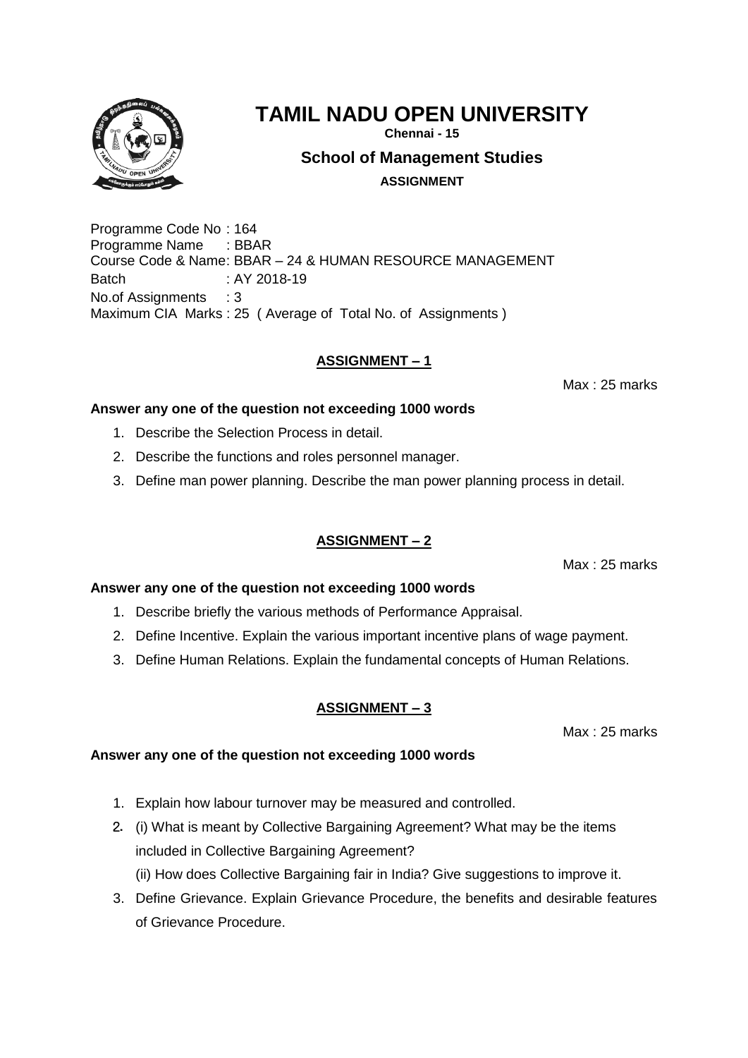# TAMIL NADU OPEN UNIVERSITY

**Chennai - 15**

## School of Management Studies

**ASSIGNMENT**

Programme Code No : 164
Programme Name : BBAR
Course Code & Name: BBAR – 24 & HUMAN RESOURCE MANAGEMENT
Batch : AY 2018-19
No.of Assignments : 3
Maximum CIA Marks : 25 ( Average of Total No. of Assignments )

### ASSIGNMENT – 1

Max : 25 marks

**Answer any one of the question not exceeding 1000 words**

1. Describe the Selection Process in detail.
2. Describe the functions and roles personnel manager.
3. Define man power planning. Describe the man power planning process in detail.

### ASSIGNMENT – 2

Max : 25 marks

**Answer any one of the question not exceeding 1000 words**

1. Describe briefly the various methods of Performance Appraisal.
2. Define Incentive. Explain the various important incentive plans of wage payment.
3. Define Human Relations. Explain the fundamental concepts of Human Relations.

### ASSIGNMENT – 3

Max : 25 marks

**Answer any one of the question not exceeding 1000 words**

1. Explain how labour turnover may be measured and controlled.
2. (i) What is meant by Collective Bargaining Agreement? What may be the items included in Collective Bargaining Agreement?
   (ii) How does Collective Bargaining fair in India? Give suggestions to improve it.
3. Define Grievance. Explain Grievance Procedure, the benefits and desirable features of Grievance Procedure.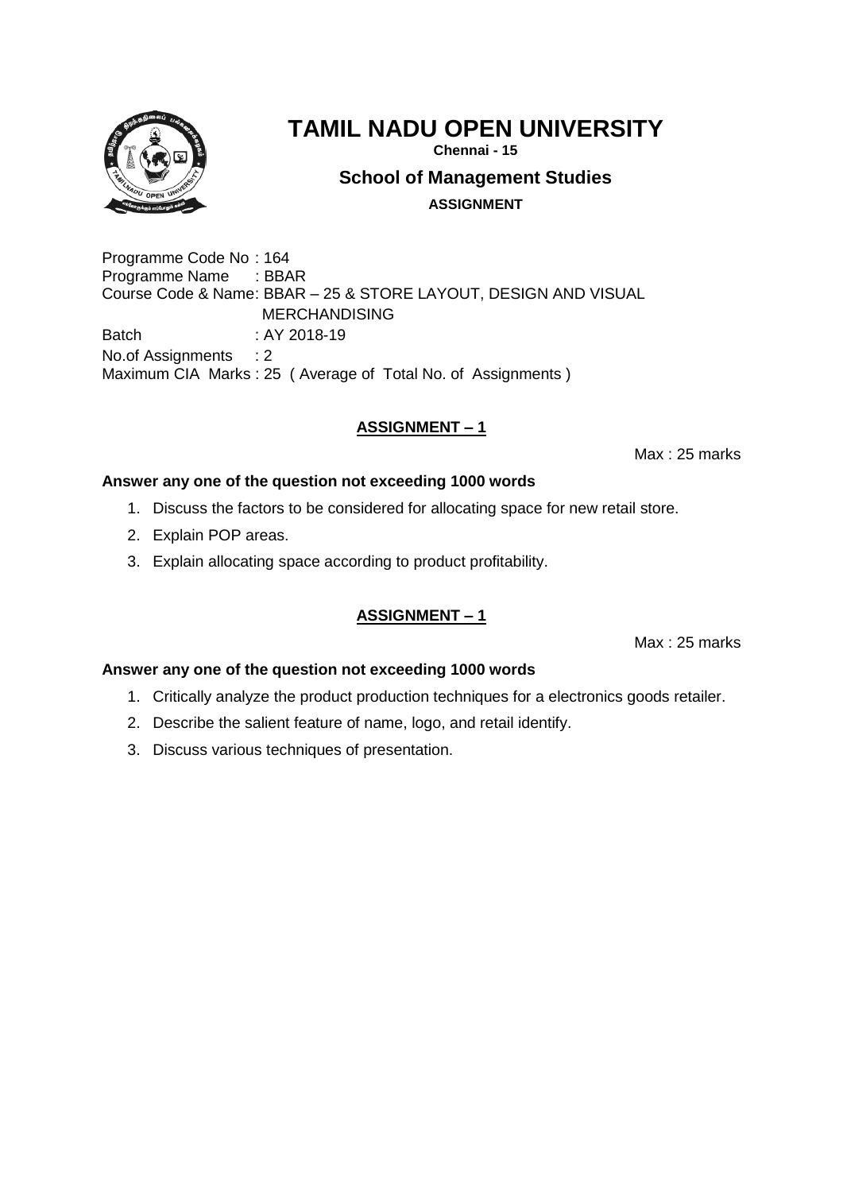# TAMIL NADU OPEN UNIVERSITY

**Chennai - 15**

## School of Management Studies

**ASSIGNMENT**

Programme Code No : 164
Programme Name : BBAR
Course Code & Name: BBAR – 25 & STORE LAYOUT, DESIGN AND VISUAL MERCHANDISING
Batch : AY 2018-19
No.of Assignments : 2
Maximum CIA Marks : 25 ( Average of Total No. of Assignments )

### ASSIGNMENT – 1

Max : 25 marks

**Answer any one of the question not exceeding 1000 words**

1. Discuss the factors to be considered for allocating space for new retail store.
2. Explain POP areas.
3. Explain allocating space according to product profitability.

### ASSIGNMENT – 1

Max : 25 marks

**Answer any one of the question not exceeding 1000 words**

1. Critically analyze the product production techniques for a electronics goods retailer.
2. Describe the salient feature of name, logo, and retail identify.
3. Discuss various techniques of presentation.